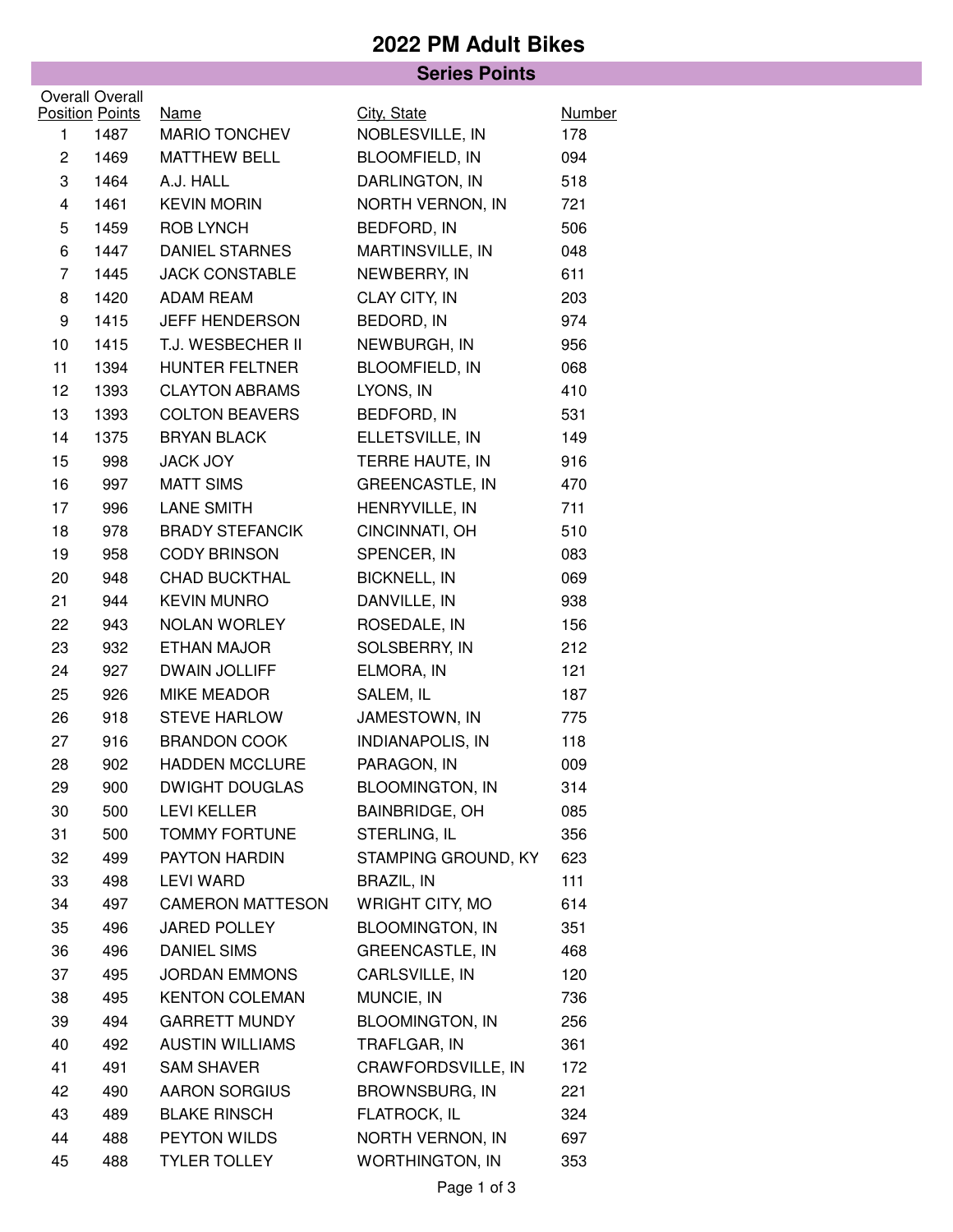# 2022 PM Adult Bikes

## Series Points

| Overall Position | Overall Points | Name | City, State | Number |
|---|---|---|---|---|
| 1 | 1487 | MARIO TONCHEV | NOBLESVILLE, IN | 178 |
| 2 | 1469 | MATTHEW BELL | BLOOMFIELD, IN | 094 |
| 3 | 1464 | A.J. HALL | DARLINGTON, IN | 518 |
| 4 | 1461 | KEVIN MORIN | NORTH VERNON, IN | 721 |
| 5 | 1459 | ROB LYNCH | BEDFORD, IN | 506 |
| 6 | 1447 | DANIEL STARNES | MARTINSVILLE, IN | 048 |
| 7 | 1445 | JACK CONSTABLE | NEWBERRY, IN | 611 |
| 8 | 1420 | ADAM REAM | CLAY CITY, IN | 203 |
| 9 | 1415 | JEFF HENDERSON | BEDORD, IN | 974 |
| 10 | 1415 | T.J. WESBECHER II | NEWBURGH, IN | 956 |
| 11 | 1394 | HUNTER FELTNER | BLOOMFIELD, IN | 068 |
| 12 | 1393 | CLAYTON ABRAMS | LYONS, IN | 410 |
| 13 | 1393 | COLTON BEAVERS | BEDFORD, IN | 531 |
| 14 | 1375 | BRYAN BLACK | ELLETSVILLE, IN | 149 |
| 15 | 998 | JACK JOY | TERRE HAUTE, IN | 916 |
| 16 | 997 | MATT SIMS | GREENCASTLE, IN | 470 |
| 17 | 996 | LANE SMITH | HENRYVILLE, IN | 711 |
| 18 | 978 | BRADY STEFANCIK | CINCINNATI, OH | 510 |
| 19 | 958 | CODY BRINSON | SPENCER, IN | 083 |
| 20 | 948 | CHAD BUCKTHAL | BICKNELL, IN | 069 |
| 21 | 944 | KEVIN MUNRO | DANVILLE, IN | 938 |
| 22 | 943 | NOLAN WORLEY | ROSEDALE, IN | 156 |
| 23 | 932 | ETHAN MAJOR | SOLSBERRY, IN | 212 |
| 24 | 927 | DWAIN JOLLIFF | ELMORA, IN | 121 |
| 25 | 926 | MIKE MEADOR | SALEM, IL | 187 |
| 26 | 918 | STEVE HARLOW | JAMESTOWN, IN | 775 |
| 27 | 916 | BRANDON COOK | INDIANAPOLIS, IN | 118 |
| 28 | 902 | HADDEN MCCLURE | PARAGON, IN | 009 |
| 29 | 900 | DWIGHT DOUGLAS | BLOOMINGTON, IN | 314 |
| 30 | 500 | LEVI KELLER | BAINBRIDGE, OH | 085 |
| 31 | 500 | TOMMY FORTUNE | STERLING, IL | 356 |
| 32 | 499 | PAYTON HARDIN | STAMPING GROUND, KY | 623 |
| 33 | 498 | LEVI WARD | BRAZIL, IN | 111 |
| 34 | 497 | CAMERON MATTESON | WRIGHT CITY, MO | 614 |
| 35 | 496 | JARED POLLEY | BLOOMINGTON, IN | 351 |
| 36 | 496 | DANIEL SIMS | GREENCASTLE, IN | 468 |
| 37 | 495 | JORDAN EMMONS | CARLSVILLE, IN | 120 |
| 38 | 495 | KENTON COLEMAN | MUNCIE, IN | 736 |
| 39 | 494 | GARRETT MUNDY | BLOOMINGTON, IN | 256 |
| 40 | 492 | AUSTIN WILLIAMS | TRAFLGAR, IN | 361 |
| 41 | 491 | SAM SHAVER | CRAWFORDSVILLE, IN | 172 |
| 42 | 490 | AARON SORGIUS | BROWNSBURG, IN | 221 |
| 43 | 489 | BLAKE RINSCH | FLATROCK, IL | 324 |
| 44 | 488 | PEYTON WILDS | NORTH VERNON, IN | 697 |
| 45 | 488 | TYLER TOLLEY | WORTHINGTON, IN | 353 |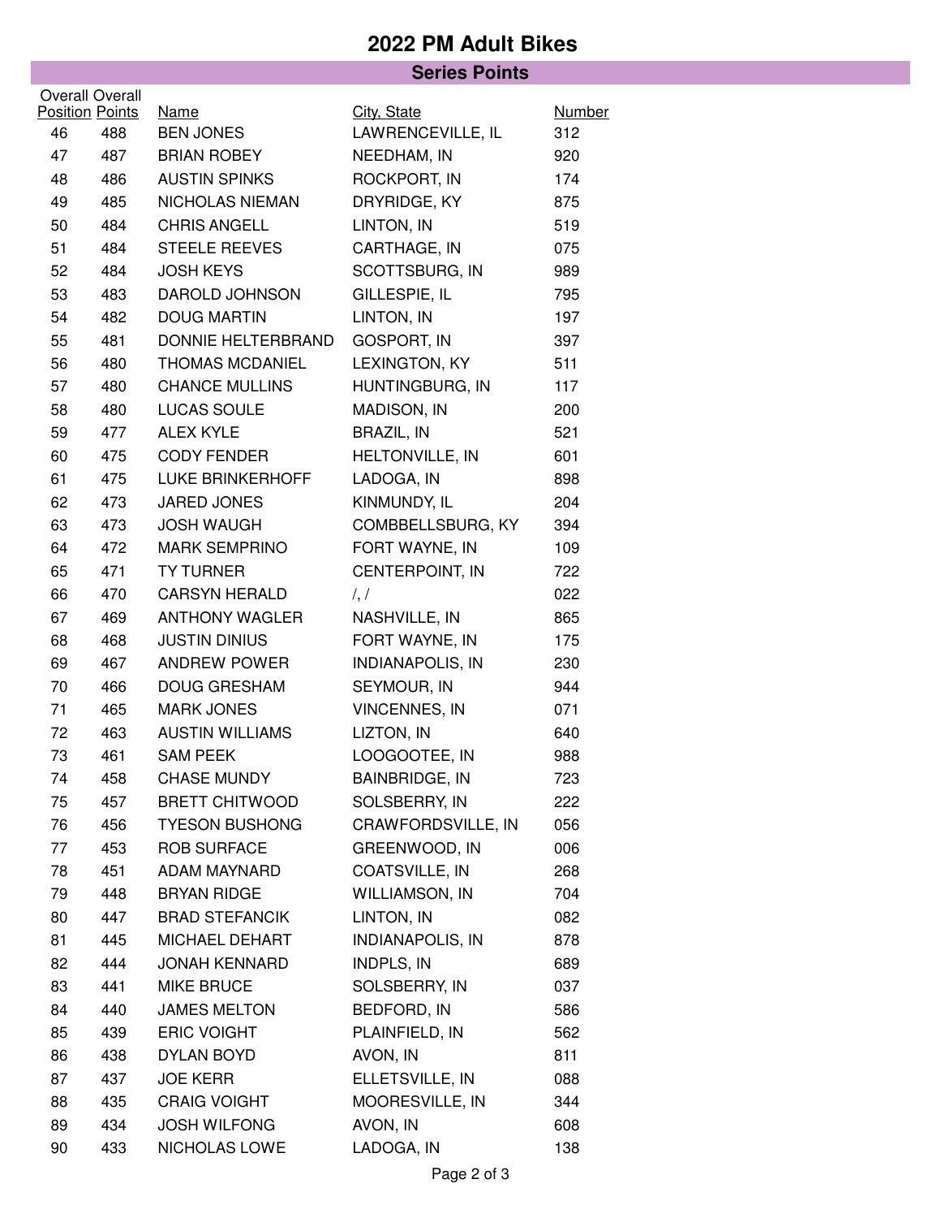# 2022 PM Adult Bikes

## Series Points

| Overall Position | Overall Points | Name | City, State | Number |
|---|---|---|---|---|
| 46 | 488 | BEN JONES | LAWRENCEVILLE, IL | 312 |
| 47 | 487 | BRIAN ROBEY | NEEDHAM, IN | 920 |
| 48 | 486 | AUSTIN SPINKS | ROCKPORT, IN | 174 |
| 49 | 485 | NICHOLAS NIEMAN | DRYRIDGE, KY | 875 |
| 50 | 484 | CHRIS ANGELL | LINTON, IN | 519 |
| 51 | 484 | STEELE REEVES | CARTHAGE, IN | 075 |
| 52 | 484 | JOSH KEYS | SCOTTSBURG, IN | 989 |
| 53 | 483 | DAROLD JOHNSON | GILLESPIE, IL | 795 |
| 54 | 482 | DOUG MARTIN | LINTON, IN | 197 |
| 55 | 481 | DONNIE HELTERBRAND | GOSPORT, IN | 397 |
| 56 | 480 | THOMAS MCDANIEL | LEXINGTON, KY | 511 |
| 57 | 480 | CHANCE MULLINS | HUNTINGBURG, IN | 117 |
| 58 | 480 | LUCAS SOULE | MADISON, IN | 200 |
| 59 | 477 | ALEX KYLE | BRAZIL, IN | 521 |
| 60 | 475 | CODY FENDER | HELTONVILLE, IN | 601 |
| 61 | 475 | LUKE BRINKERHOFF | LADOGA, IN | 898 |
| 62 | 473 | JARED JONES | KINMUNDY, IL | 204 |
| 63 | 473 | JOSH WAUGH | COMBBELLSBURG, KY | 394 |
| 64 | 472 | MARK SEMPRINO | FORT WAYNE, IN | 109 |
| 65 | 471 | TY TURNER | CENTERPOINT, IN | 722 |
| 66 | 470 | CARSYN HERALD | /, / | 022 |
| 67 | 469 | ANTHONY WAGLER | NASHVILLE, IN | 865 |
| 68 | 468 | JUSTIN DINIUS | FORT WAYNE, IN | 175 |
| 69 | 467 | ANDREW POWER | INDIANAPOLIS, IN | 230 |
| 70 | 466 | DOUG GRESHAM | SEYMOUR, IN | 944 |
| 71 | 465 | MARK JONES | VINCENNES, IN | 071 |
| 72 | 463 | AUSTIN WILLIAMS | LIZTON, IN | 640 |
| 73 | 461 | SAM PEEK | LOOGOOTEE, IN | 988 |
| 74 | 458 | CHASE MUNDY | BAINBRIDGE, IN | 723 |
| 75 | 457 | BRETT CHITWOOD | SOLSBERRY, IN | 222 |
| 76 | 456 | TYESON BUSHONG | CRAWFORDSVILLE, IN | 056 |
| 77 | 453 | ROB SURFACE | GREENWOOD, IN | 006 |
| 78 | 451 | ADAM MAYNARD | COATSVILLE, IN | 268 |
| 79 | 448 | BRYAN RIDGE | WILLIAMSON, IN | 704 |
| 80 | 447 | BRAD STEFANCIK | LINTON, IN | 082 |
| 81 | 445 | MICHAEL DEHART | INDIANAPOLIS, IN | 878 |
| 82 | 444 | JONAH KENNARD | INDPLS, IN | 689 |
| 83 | 441 | MIKE BRUCE | SOLSBERRY, IN | 037 |
| 84 | 440 | JAMES MELTON | BEDFORD, IN | 586 |
| 85 | 439 | ERIC VOIGHT | PLAINFIELD, IN | 562 |
| 86 | 438 | DYLAN BOYD | AVON, IN | 811 |
| 87 | 437 | JOE KERR | ELLETSVILLE, IN | 088 |
| 88 | 435 | CRAIG VOIGHT | MOORESVILLE, IN | 344 |
| 89 | 434 | JOSH WILFONG | AVON, IN | 608 |
| 90 | 433 | NICHOLAS LOWE | LADOGA, IN | 138 |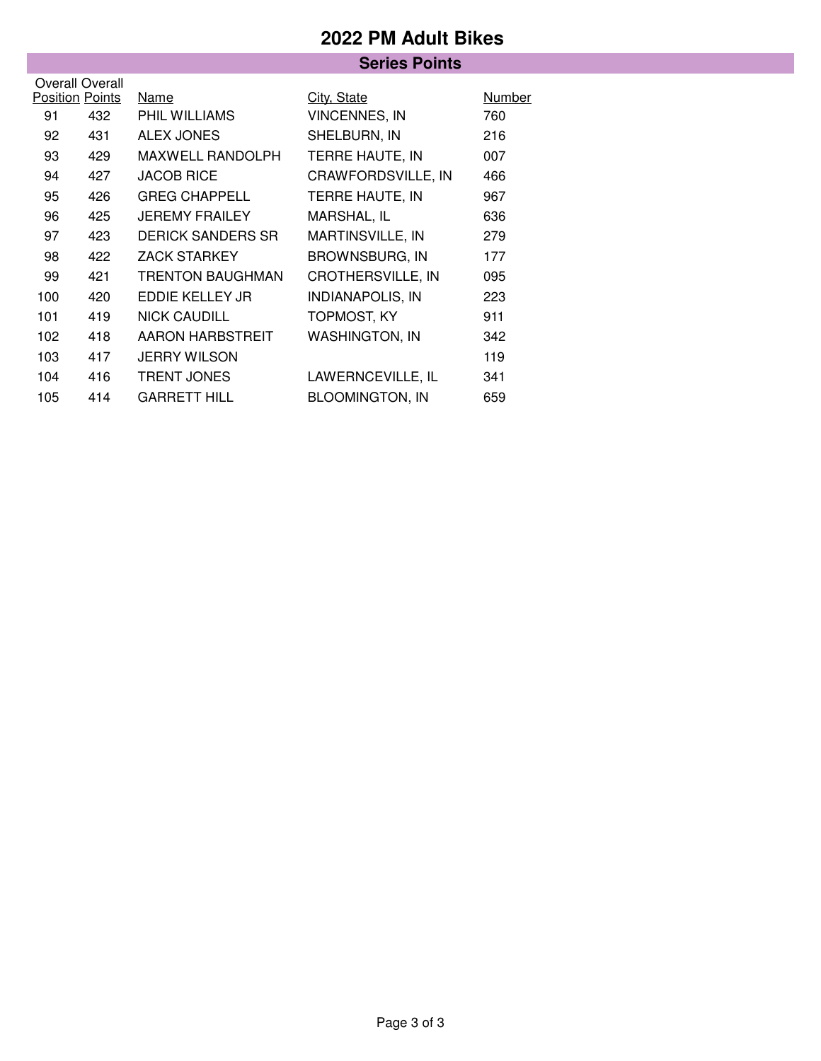# 2022 PM Adult Bikes

## Series Points

| Overall Position | Overall Points | Name | City, State | Number |
|---|---|---|---|---|
| 91 | 432 | PHIL WILLIAMS | VINCENNES, IN | 760 |
| 92 | 431 | ALEX JONES | SHELBURN, IN | 216 |
| 93 | 429 | MAXWELL RANDOLPH | TERRE HAUTE, IN | 007 |
| 94 | 427 | JACOB RICE | CRAWFORDSVILLE, IN | 466 |
| 95 | 426 | GREG CHAPPELL | TERRE HAUTE, IN | 967 |
| 96 | 425 | JEREMY FRAILEY | MARSHAL, IL | 636 |
| 97 | 423 | DERICK SANDERS SR | MARTINSVILLE, IN | 279 |
| 98 | 422 | ZACK STARKEY | BROWNSBURG, IN | 177 |
| 99 | 421 | TRENTON BAUGHMAN | CROTHERSVILLE, IN | 095 |
| 100 | 420 | EDDIE KELLEY JR | INDIANAPOLIS, IN | 223 |
| 101 | 419 | NICK CAUDILL | TOPMOST, KY | 911 |
| 102 | 418 | AARON HARBSTREIT | WASHINGTON, IN | 342 |
| 103 | 417 | JERRY WILSON | | 119 |
| 104 | 416 | TRENT JONES | LAWERNCEVILLE, IL | 341 |
| 105 | 414 | GARRETT HILL | BLOOMINGTON, IN | 659 |